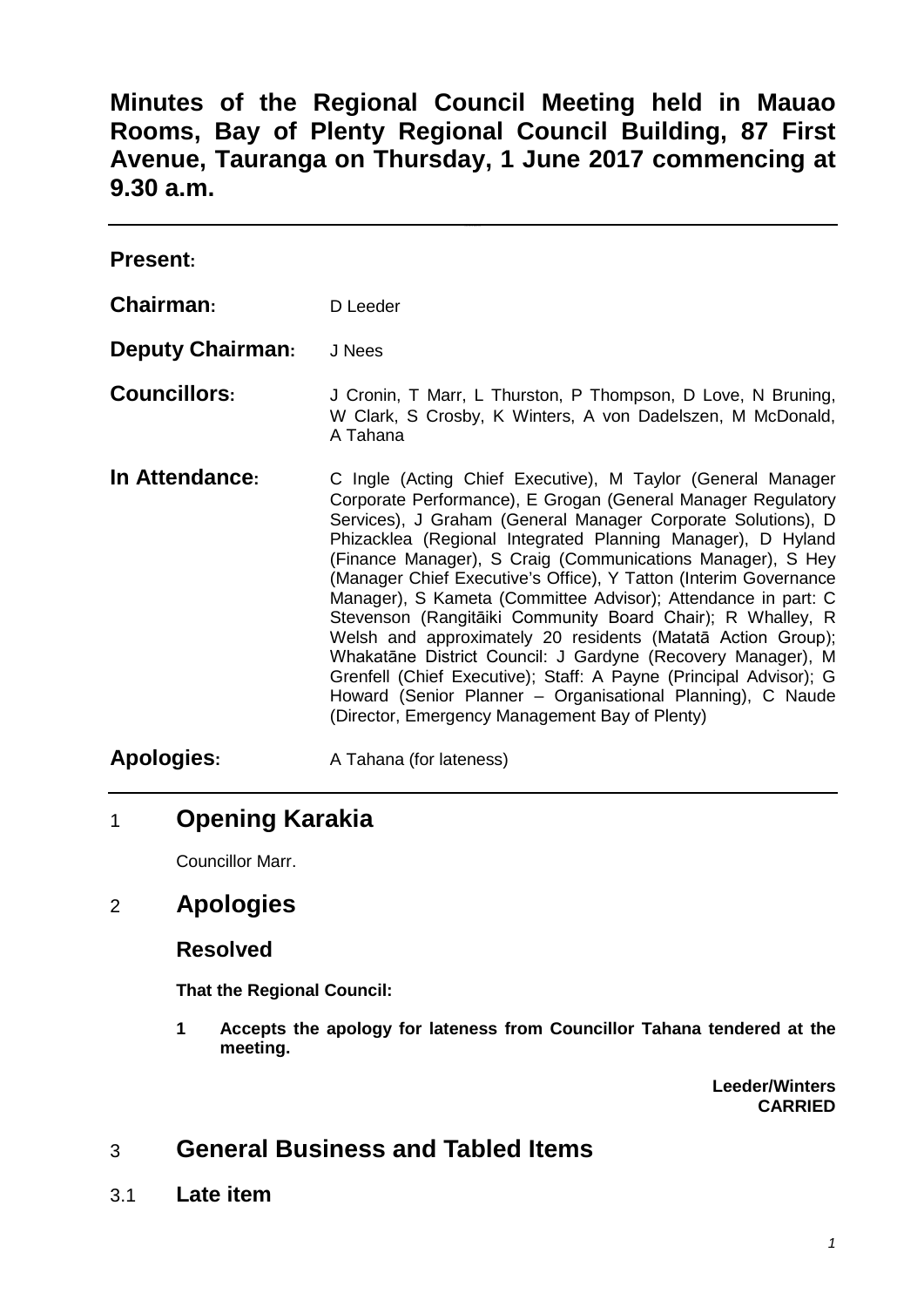# Minutes of the Regional Council Meeting held in Mauao Rooms, Bay of Plenty Regional Council Building, 87 First Avenue, Tauranga on Thursday, 1 June 2017 commencing at 9.30 a.m.

---

**Present:**

**Chairman:** D Leeder

**Deputy Chairman:** J Nees

**Councillors:** J Cronin, T Marr, L Thurston, P Thompson, D Love, N Bruning, W Clark, S Crosby, K Winters, A von Dadelszen, M McDonald, A Tahana

**In Attendance:** C Ingle (Acting Chief Executive), M Taylor (General Manager Corporate Performance), E Grogan (General Manager Regulatory Services), J Graham (General Manager Corporate Solutions), D Phizacklea (Regional Integrated Planning Manager), D Hyland (Finance Manager), S Craig (Communications Manager), S Hey (Manager Chief Executive's Office), Y Tatton (Interim Governance Manager), S Kameta (Committee Advisor); Attendance in part: C Stevenson (Rangitāiki Community Board Chair); R Whalley, R Welsh and approximately 20 residents (Matatā Action Group); Whakatāne District Council: J Gardyne (Recovery Manager), M Grenfell (Chief Executive); Staff: A Payne (Principal Advisor); G Howard (Senior Planner – Organisational Planning), C Naude (Director, Emergency Management Bay of Plenty)

**Apologies:** A Tahana (for lateness)

---

## 1 Opening Karakia

Councillor Marr.

## 2 Apologies

### Resolved

**That the Regional Council:**

**1 Accepts the apology for lateness from Councillor Tahana tendered at the meeting.**

**Leeder/Winters**
**CARRIED**

## 3 General Business and Tabled Items

### 3.1 Late item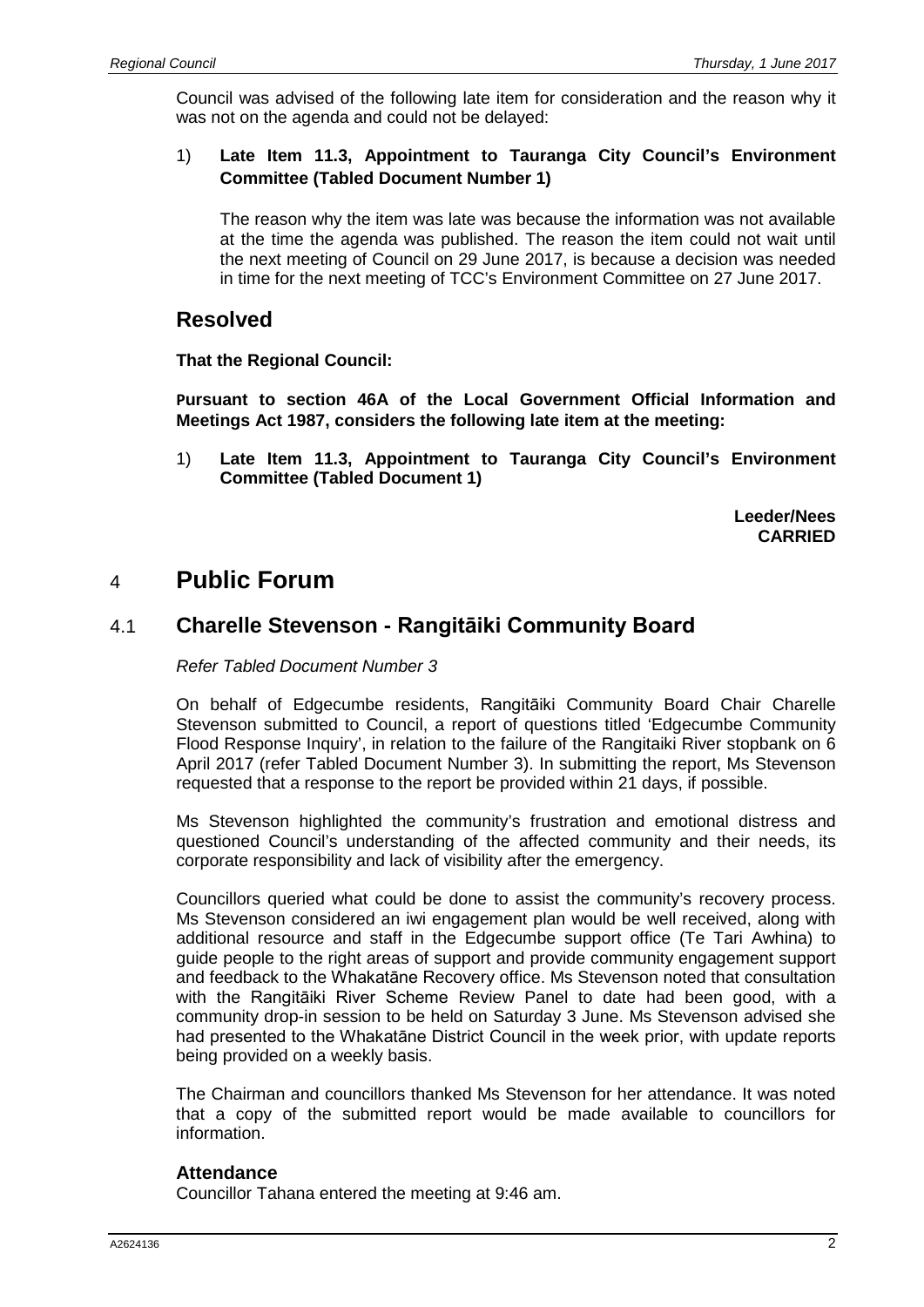Council was advised of the following late item for consideration and the reason why it was not on the agenda and could not be delayed:

1) **Late Item 11.3, Appointment to Tauranga City Council's Environment Committee (Tabled Document Number 1)**

   The reason why the item was late was because the information was not available at the time the agenda was published. The reason the item could not wait until the next meeting of Council on 29 June 2017, is because a decision was needed in time for the next meeting of TCC's Environment Committee on 27 June 2017.

## Resolved

**That the Regional Council:**

**Pursuant to section 46A of the Local Government Official Information and Meetings Act 1987, considers the following late item at the meeting:**

1) **Late Item 11.3, Appointment to Tauranga City Council's Environment Committee (Tabled Document 1)**

**Leeder/Nees**
**CARRIED**

# 4 Public Forum

## 4.1 Charelle Stevenson - Rangitāiki Community Board

*Refer Tabled Document Number 3*

On behalf of Edgecumbe residents, Rangitāiki Community Board Chair Charelle Stevenson submitted to Council, a report of questions titled 'Edgecumbe Community Flood Response Inquiry', in relation to the failure of the Rangitaiki River stopbank on 6 April 2017 (refer Tabled Document Number 3). In submitting the report, Ms Stevenson requested that a response to the report be provided within 21 days, if possible.

Ms Stevenson highlighted the community's frustration and emotional distress and questioned Council's understanding of the affected community and their needs, its corporate responsibility and lack of visibility after the emergency.

Councillors queried what could be done to assist the community's recovery process. Ms Stevenson considered an iwi engagement plan would be well received, along with additional resource and staff in the Edgecumbe support office (Te Tari Awhina) to guide people to the right areas of support and provide community engagement support and feedback to the Whakatāne Recovery office. Ms Stevenson noted that consultation with the Rangitāiki River Scheme Review Panel to date had been good, with a community drop-in session to be held on Saturday 3 June. Ms Stevenson advised she had presented to the Whakatāne District Council in the week prior, with update reports being provided on a weekly basis.

The Chairman and councillors thanked Ms Stevenson for her attendance. It was noted that a copy of the submitted report would be made available to councillors for information.

### Attendance

Councillor Tahana entered the meeting at 9:46 am.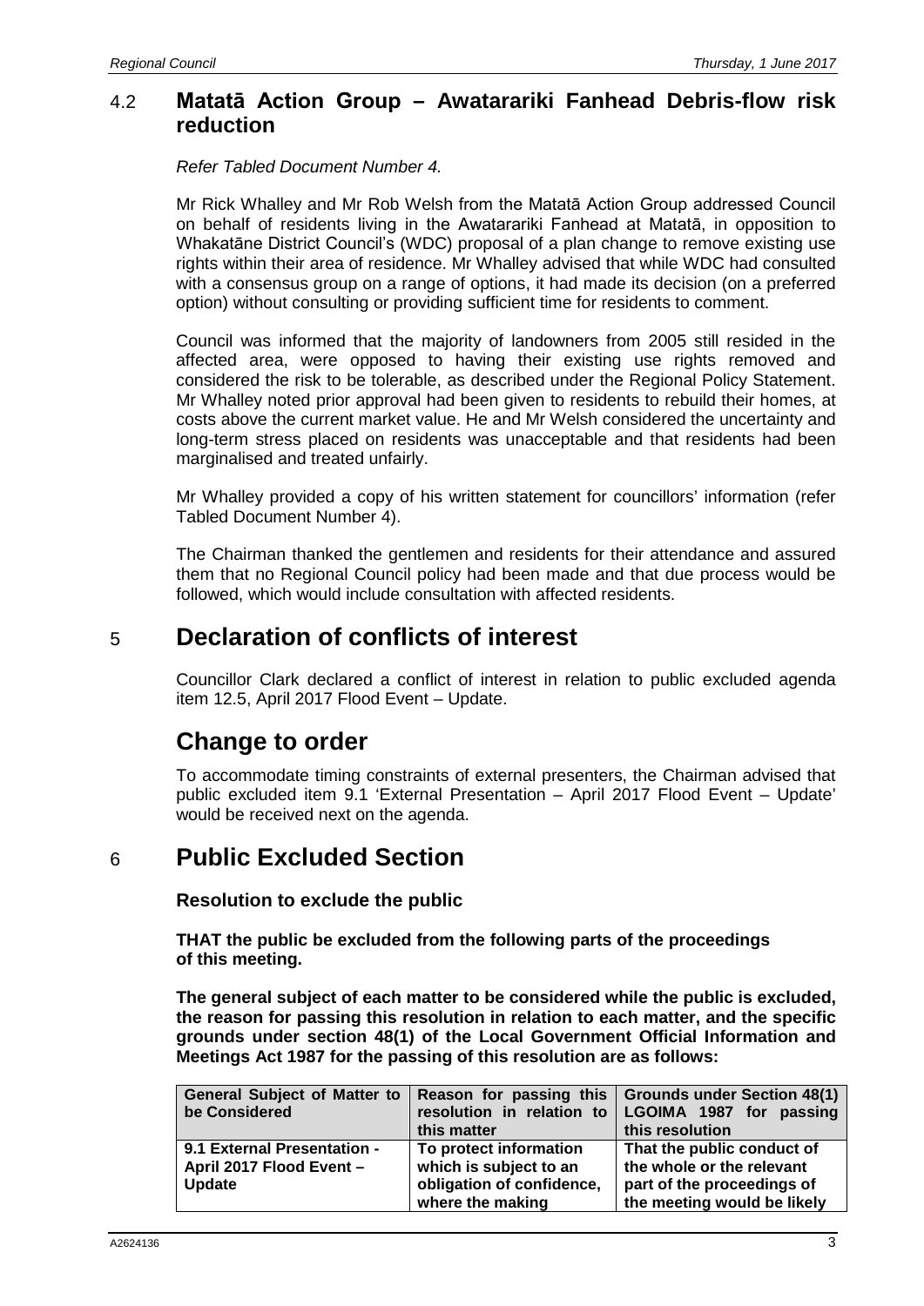## 4.2 Matatā Action Group – Awatarariki Fanhead Debris-flow risk reduction

*Refer Tabled Document Number 4.*

Mr Rick Whalley and Mr Rob Welsh from the Matatā Action Group addressed Council on behalf of residents living in the Awatarariki Fanhead at Matatā, in opposition to Whakatāne District Council's (WDC) proposal of a plan change to remove existing use rights within their area of residence. Mr Whalley advised that while WDC had consulted with a consensus group on a range of options, it had made its decision (on a preferred option) without consulting or providing sufficient time for residents to comment.

Council was informed that the majority of landowners from 2005 still resided in the affected area, were opposed to having their existing use rights removed and considered the risk to be tolerable, as described under the Regional Policy Statement. Mr Whalley noted prior approval had been given to residents to rebuild their homes, at costs above the current market value. He and Mr Welsh considered the uncertainty and long-term stress placed on residents was unacceptable and that residents had been marginalised and treated unfairly.

Mr Whalley provided a copy of his written statement for councillors' information (refer Tabled Document Number 4).

The Chairman thanked the gentlemen and residents for their attendance and assured them that no Regional Council policy had been made and that due process would be followed, which would include consultation with affected residents.

# 5 Declaration of conflicts of interest

Councillor Clark declared a conflict of interest in relation to public excluded agenda item 12.5, April 2017 Flood Event – Update.

# Change to order

To accommodate timing constraints of external presenters, the Chairman advised that public excluded item 9.1 'External Presentation – April 2017 Flood Event – Update' would be received next on the agenda.

# 6 Public Excluded Section

**Resolution to exclude the public**

**THAT the public be excluded from the following parts of the proceedings of this meeting.**

**The general subject of each matter to be considered while the public is excluded, the reason for passing this resolution in relation to each matter, and the specific grounds under section 48(1) of the Local Government Official Information and Meetings Act 1987 for the passing of this resolution are as follows:**

| General Subject of Matter to be Considered | Reason for passing this resolution in relation to this matter | Grounds under Section 48(1) LGOIMA 1987 for passing this resolution |
|---|---|---|
| **9.1 External Presentation - April 2017 Flood Event – Update** | **To protect information which is subject to an obligation of confidence, where the making** | **That the public conduct of the whole or the relevant part of the proceedings of the meeting would be likely** |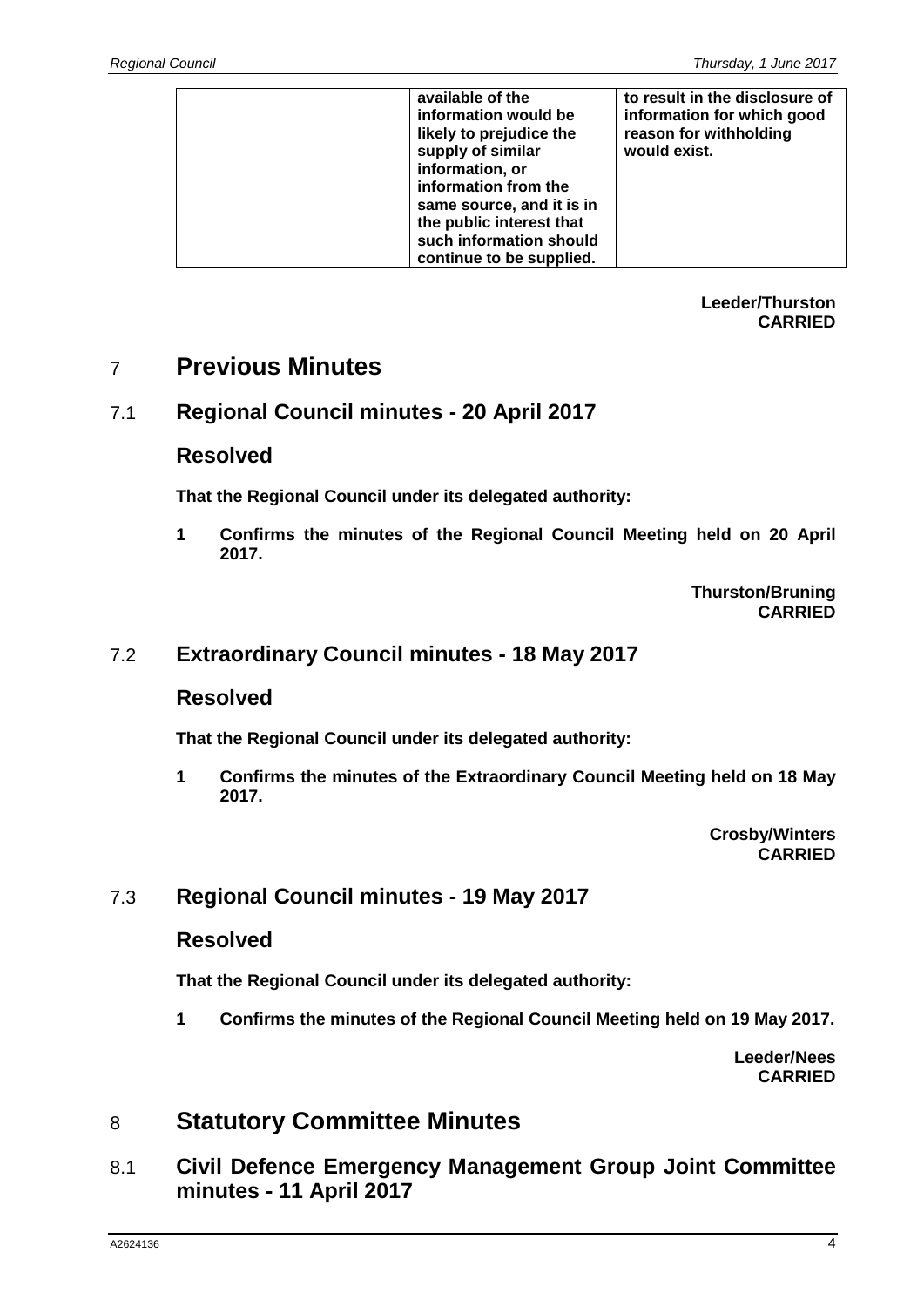| | available of the information would be likely to prejudice the supply of similar information, or information from the same source, and it is in the public interest that such information should continue to be supplied. | to result in the disclosure of information for which good reason for withholding would exist. |
|---|---|---|

**Leeder/Thurston**
**CARRIED**

# 7 Previous Minutes

## 7.1 Regional Council minutes - 20 April 2017

### Resolved

**That the Regional Council under its delegated authority:**

**1 Confirms the minutes of the Regional Council Meeting held on 20 April 2017.**

**Thurston/Bruning**
**CARRIED**

## 7.2 Extraordinary Council minutes - 18 May 2017

### Resolved

**That the Regional Council under its delegated authority:**

**1 Confirms the minutes of the Extraordinary Council Meeting held on 18 May 2017.**

**Crosby/Winters**
**CARRIED**

## 7.3 Regional Council minutes - 19 May 2017

### Resolved

**That the Regional Council under its delegated authority:**

**1 Confirms the minutes of the Regional Council Meeting held on 19 May 2017.**

**Leeder/Nees**
**CARRIED**

# 8 Statutory Committee Minutes

## 8.1 Civil Defence Emergency Management Group Joint Committee minutes - 11 April 2017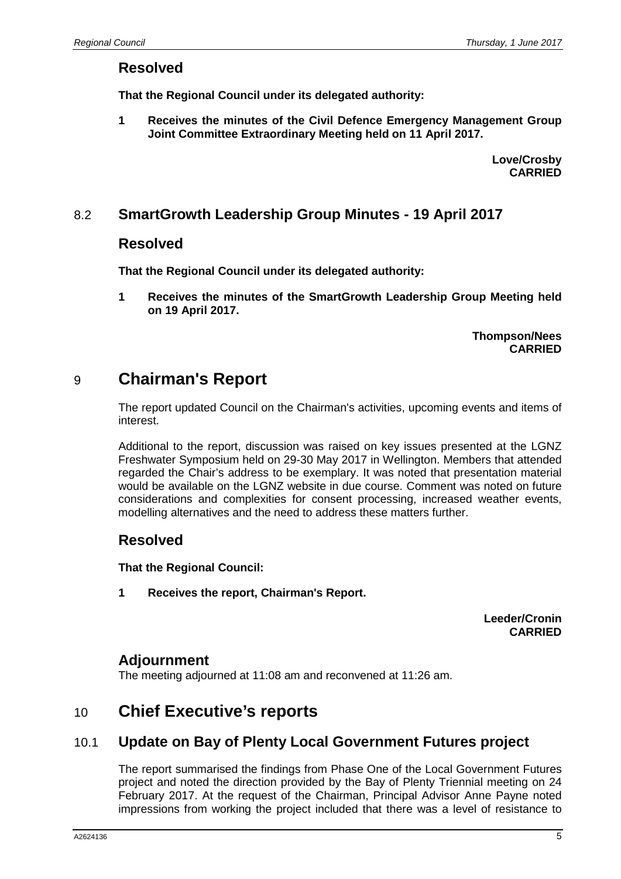## Resolved

**That the Regional Council under its delegated authority:**

**1 Receives the minutes of the Civil Defence Emergency Management Group Joint Committee Extraordinary Meeting held on 11 April 2017.**

**Love/Crosby**
**CARRIED**

## 8.2 SmartGrowth Leadership Group Minutes - 19 April 2017

## Resolved

**That the Regional Council under its delegated authority:**

**1 Receives the minutes of the SmartGrowth Leadership Group Meeting held on 19 April 2017.**

**Thompson/Nees**
**CARRIED**

# 9 Chairman's Report

The report updated Council on the Chairman's activities, upcoming events and items of interest.

Additional to the report, discussion was raised on key issues presented at the LGNZ Freshwater Symposium held on 29-30 May 2017 in Wellington. Members that attended regarded the Chair's address to be exemplary. It was noted that presentation material would be available on the LGNZ website in due course. Comment was noted on future considerations and complexities for consent processing, increased weather events, modelling alternatives and the need to address these matters further.

## Resolved

**That the Regional Council:**

**1 Receives the report, Chairman's Report.**

**Leeder/Cronin**
**CARRIED**

## Adjournment

The meeting adjourned at 11:08 am and reconvened at 11:26 am.

# 10 Chief Executive's reports

## 10.1 Update on Bay of Plenty Local Government Futures project

The report summarised the findings from Phase One of the Local Government Futures project and noted the direction provided by the Bay of Plenty Triennial meeting on 24 February 2017. At the request of the Chairman, Principal Advisor Anne Payne noted impressions from working the project included that there was a level of resistance to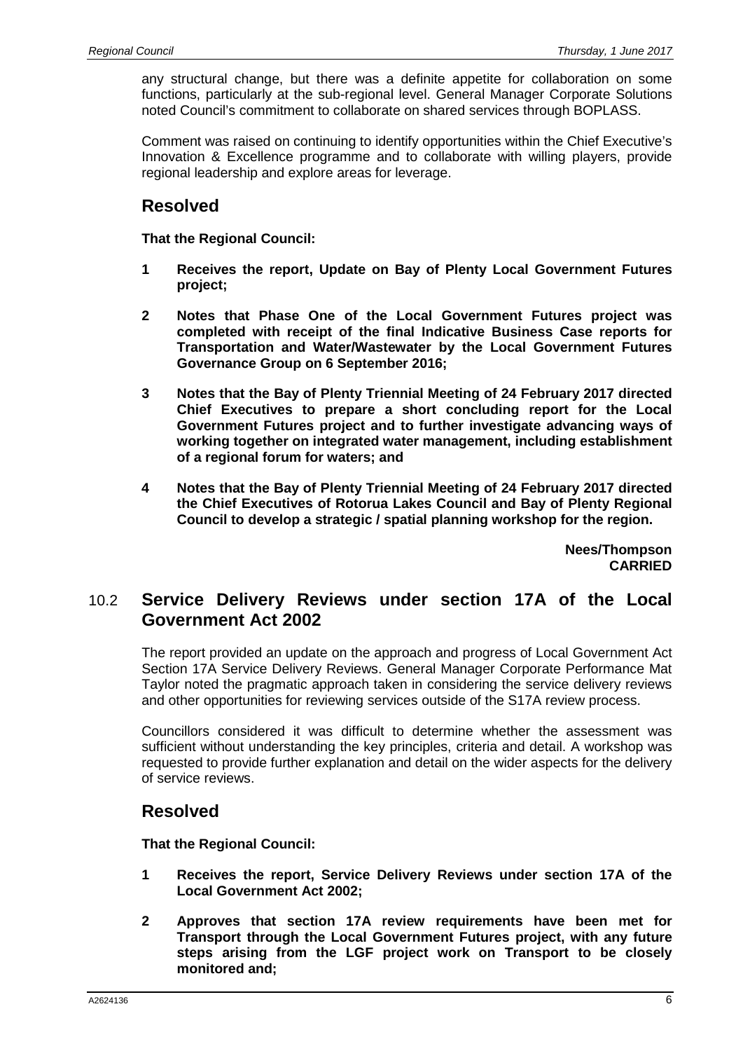any structural change, but there was a definite appetite for collaboration on some functions, particularly at the sub-regional level. General Manager Corporate Solutions noted Council's commitment to collaborate on shared services through BOPLASS.

Comment was raised on continuing to identify opportunities within the Chief Executive's Innovation & Excellence programme and to collaborate with willing players, provide regional leadership and explore areas for leverage.

## Resolved

**That the Regional Council:**

**1 Receives the report, Update on Bay of Plenty Local Government Futures project;**

**2 Notes that Phase One of the Local Government Futures project was completed with receipt of the final Indicative Business Case reports for Transportation and Water/Wastewater by the Local Government Futures Governance Group on 6 September 2016;**

**3 Notes that the Bay of Plenty Triennial Meeting of 24 February 2017 directed Chief Executives to prepare a short concluding report for the Local Government Futures project and to further investigate advancing ways of working together on integrated water management, including establishment of a regional forum for waters; and**

**4 Notes that the Bay of Plenty Triennial Meeting of 24 February 2017 directed the Chief Executives of Rotorua Lakes Council and Bay of Plenty Regional Council to develop a strategic / spatial planning workshop for the region.**

**Nees/Thompson**
**CARRIED**

## 10.2 Service Delivery Reviews under section 17A of the Local Government Act 2002

The report provided an update on the approach and progress of Local Government Act Section 17A Service Delivery Reviews. General Manager Corporate Performance Mat Taylor noted the pragmatic approach taken in considering the service delivery reviews and other opportunities for reviewing services outside of the S17A review process.

Councillors considered it was difficult to determine whether the assessment was sufficient without understanding the key principles, criteria and detail. A workshop was requested to provide further explanation and detail on the wider aspects for the delivery of service reviews.

## Resolved

**That the Regional Council:**

**1 Receives the report, Service Delivery Reviews under section 17A of the Local Government Act 2002;**

**2 Approves that section 17A review requirements have been met for Transport through the Local Government Futures project, with any future steps arising from the LGF project work on Transport to be closely monitored and;**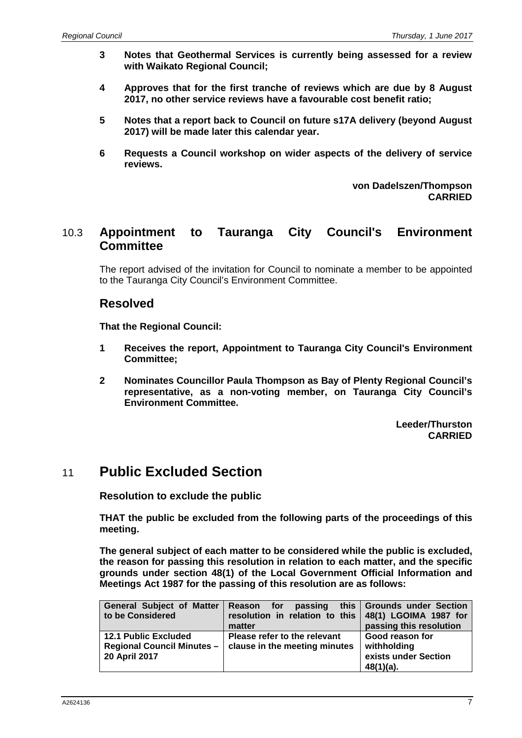**3 Notes that Geothermal Services is currently being assessed for a review with Waikato Regional Council;**

**4 Approves that for the first tranche of reviews which are due by 8 August 2017, no other service reviews have a favourable cost benefit ratio;**

**5 Notes that a report back to Council on future s17A delivery (beyond August 2017) will be made later this calendar year.**

**6 Requests a Council workshop on wider aspects of the delivery of service reviews.**

**von Dadelszen/Thompson**
**CARRIED**

## 10.3 Appointment to Tauranga City Council's Environment Committee

The report advised of the invitation for Council to nominate a member to be appointed to the Tauranga City Council's Environment Committee.

### Resolved

**That the Regional Council:**

**1 Receives the report, Appointment to Tauranga City Council's Environment Committee;**

**2 Nominates Councillor Paula Thompson as Bay of Plenty Regional Council's representative, as a non-voting member, on Tauranga City Council's Environment Committee.**

**Leeder/Thurston**
**CARRIED**

# 11 Public Excluded Section

### Resolution to exclude the public

**THAT the public be excluded from the following parts of the proceedings of this meeting.**

**The general subject of each matter to be considered while the public is excluded, the reason for passing this resolution in relation to each matter, and the specific grounds under section 48(1) of the Local Government Official Information and Meetings Act 1987 for the passing of this resolution are as follows:**

| General Subject of Matter to be Considered | Reason for passing this resolution in relation to this matter | Grounds under Section 48(1) LGOIMA 1987 for passing this resolution |
|---|---|---|
| 12.1 Public Excluded Regional Council Minutes – 20 April 2017 | Please refer to the relevant clause in the meeting minutes | Good reason for withholding exists under Section 48(1)(a). |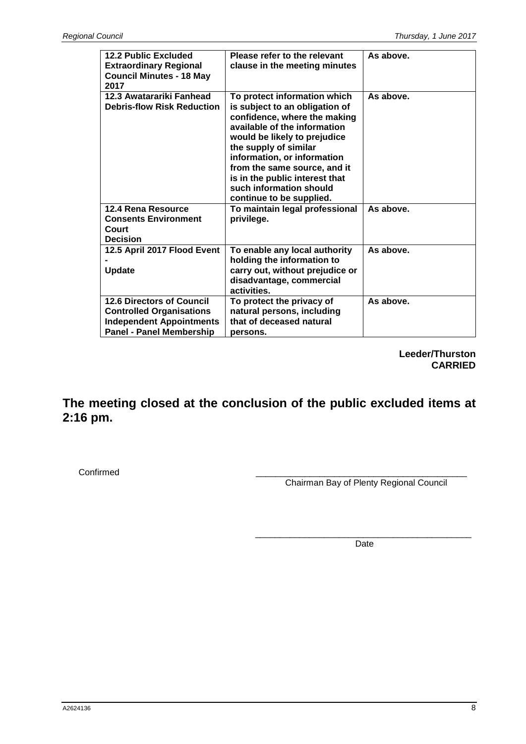| | | |
|---|---|---|
| **12.2 Public Excluded Extraordinary Regional Council Minutes - 18 May 2017** | **Please refer to the relevant clause in the meeting minutes** | **As above.** |
| **12.3 Awatarariki Fanhead Debris-flow Risk Reduction** | **To protect information which is subject to an obligation of confidence, where the making available of the information would be likely to prejudice the supply of similar information, or information from the same source, and it is in the public interest that such information should continue to be supplied.** | **As above.** |
| **12.4 Rena Resource Consents Environment Court Decision** | **To maintain legal professional privilege.** | **As above.** |
| **12.5 April 2017 Flood Event - Update** | **To enable any local authority holding the information to carry out, without prejudice or disadvantage, commercial activities.** | **As above.** |
| **12.6 Directors of Council Controlled Organisations Independent Appointments Panel - Panel Membership** | **To protect the privacy of natural persons, including that of deceased natural persons.** | **As above.** |

**Leeder/Thurston**
**CARRIED**

## The meeting closed at the conclusion of the public excluded items at 2:16 pm.

Confirmed

\_\_\_\_\_\_\_\_\_\_\_\_\_\_\_\_\_\_\_\_\_\_\_\_\_\_\_\_\_\_\_\_\_\_\_\_\_\_\_\_\_\_\_
Chairman Bay of Plenty Regional Council

\_\_\_\_\_\_\_\_\_\_\_\_\_\_\_\_\_\_\_\_\_\_\_\_\_\_\_\_\_\_\_\_\_\_\_\_\_\_\_\_\_\_\_
Date